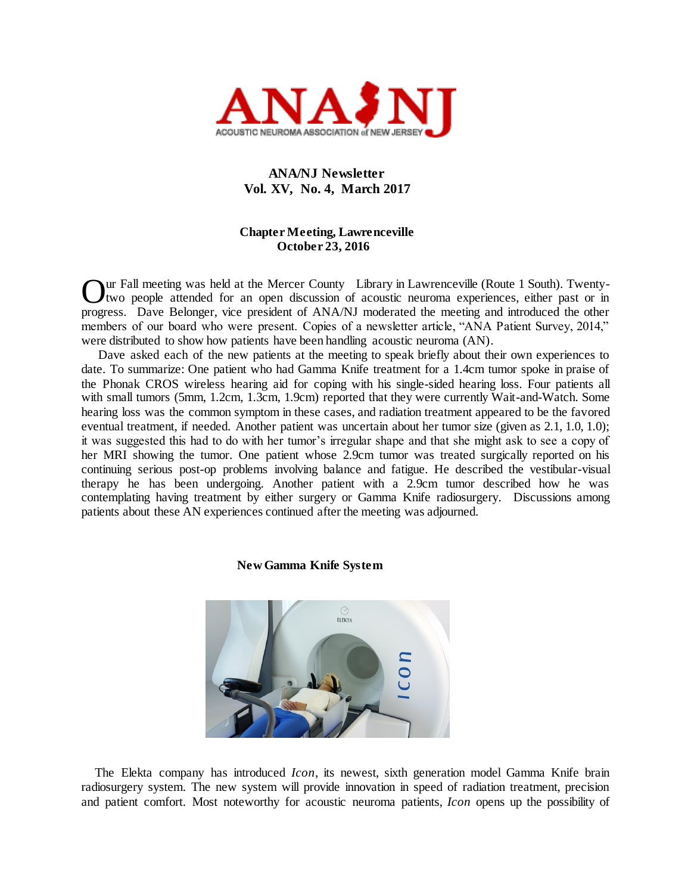# ANA NJ

ACOUSTIC NEUROMA ASSOCIATION of NEW JERSEY

**ANA/NJ Newsletter**
**Vol. XV, No. 4, March 2017**

## Chapter Meeting, Lawrenceville
**October 23, 2016**

Our Fall meeting was held at the Mercer County Library in Lawrenceville (Route 1 South). Twenty-two people attended for an open discussion of acoustic neuroma experiences, either past or in progress. Dave Belonger, vice president of ANA/NJ moderated the meeting and introduced the other members of our board who were present. Copies of a newsletter article, "ANA Patient Survey, 2014," were distributed to show how patients have been handling acoustic neuroma (AN).

Dave asked each of the new patients at the meeting to speak briefly about their own experiences to date. To summarize: One patient who had Gamma Knife treatment for a 1.4cm tumor spoke in praise of the Phonak CROS wireless hearing aid for coping with his single-sided hearing loss. Four patients all with small tumors (5mm, 1.2cm, 1.3cm, 1.9cm) reported that they were currently Wait-and-Watch. Some hearing loss was the common symptom in these cases, and radiation treatment appeared to be the favored eventual treatment, if needed. Another patient was uncertain about her tumor size (given as 2.1, 1.0, 1.0); it was suggested this had to do with her tumor's irregular shape and that she might ask to see a copy of her MRI showing the tumor. One patient whose 2.9cm tumor was treated surgically reported on his continuing serious post-op problems involving balance and fatigue. He described the vestibular-visual therapy he has been undergoing. Another patient with a 2.9cm tumor described how he was contemplating having treatment by either surgery or Gamma Knife radiosurgery. Discussions among patients about these AN experiences continued after the meeting was adjourned.

## New Gamma Knife System

The Elekta company has introduced *Icon*, its newest, sixth generation model Gamma Knife brain radiosurgery system. The new system will provide innovation in speed of radiation treatment, precision and patient comfort. Most noteworthy for acoustic neuroma patients, *Icon* opens up the possibility of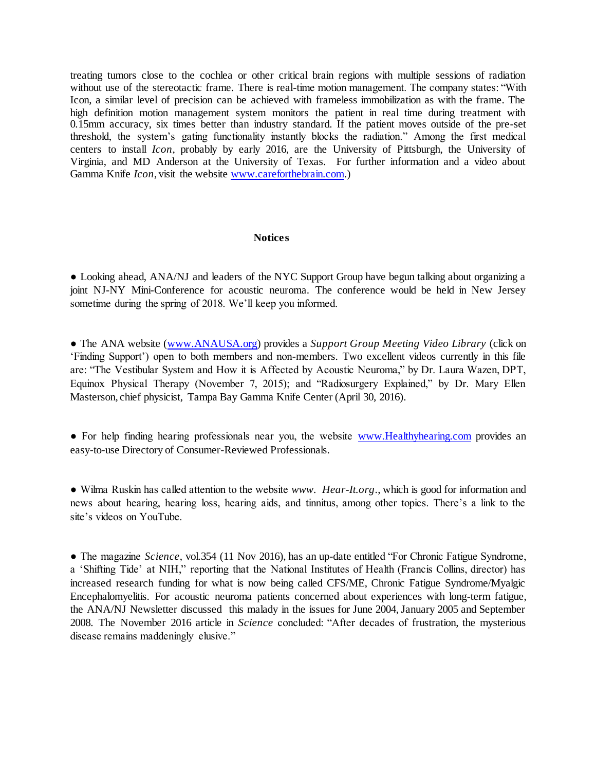treating tumors close to the cochlea or other critical brain regions with multiple sessions of radiation without use of the stereotactic frame. There is real-time motion management. The company states: "With Icon, a similar level of precision can be achieved with frameless immobilization as with the frame. The high definition motion management system monitors the patient in real time during treatment with 0.15mm accuracy, six times better than industry standard. If the patient moves outside of the pre-set threshold, the system's gating functionality instantly blocks the radiation." Among the first medical centers to install *Icon*, probably by early 2016, are the University of Pittsburgh, the University of Virginia, and MD Anderson at the University of Texas. For further information and a video about Gamma Knife *Icon*, visit the website www.careforthebrain.com.)

## Notices

● Looking ahead, ANA/NJ and leaders of the NYC Support Group have begun talking about organizing a joint NJ-NY Mini-Conference for acoustic neuroma. The conference would be held in New Jersey sometime during the spring of 2018. We'll keep you informed.

● The ANA website (www.ANAUSA.org) provides a *Support Group Meeting Video Library* (click on 'Finding Support') open to both members and non-members. Two excellent videos currently in this file are: "The Vestibular System and How it is Affected by Acoustic Neuroma," by Dr. Laura Wazen, DPT, Equinox Physical Therapy (November 7, 2015); and "Radiosurgery Explained," by Dr. Mary Ellen Masterson, chief physicist, Tampa Bay Gamma Knife Center (April 30, 2016).

● For help finding hearing professionals near you, the website www.Healthyhearing.com provides an easy-to-use Directory of Consumer-Reviewed Professionals.

● Wilma Ruskin has called attention to the website *www. Hear-It.org*., which is good for information and news about hearing, hearing loss, hearing aids, and tinnitus, among other topics. There's a link to the site's videos on YouTube.

● The magazine *Science*, vol.354 (11 Nov 2016), has an up-date entitled "For Chronic Fatigue Syndrome, a 'Shifting Tide' at NIH," reporting that the National Institutes of Health (Francis Collins, director) has increased research funding for what is now being called CFS/ME, Chronic Fatigue Syndrome/Myalgic Encephalomyelitis. For acoustic neuroma patients concerned about experiences with long-term fatigue, the ANA/NJ Newsletter discussed this malady in the issues for June 2004, January 2005 and September 2008. The November 2016 article in *Science* concluded: "After decades of frustration, the mysterious disease remains maddeningly elusive."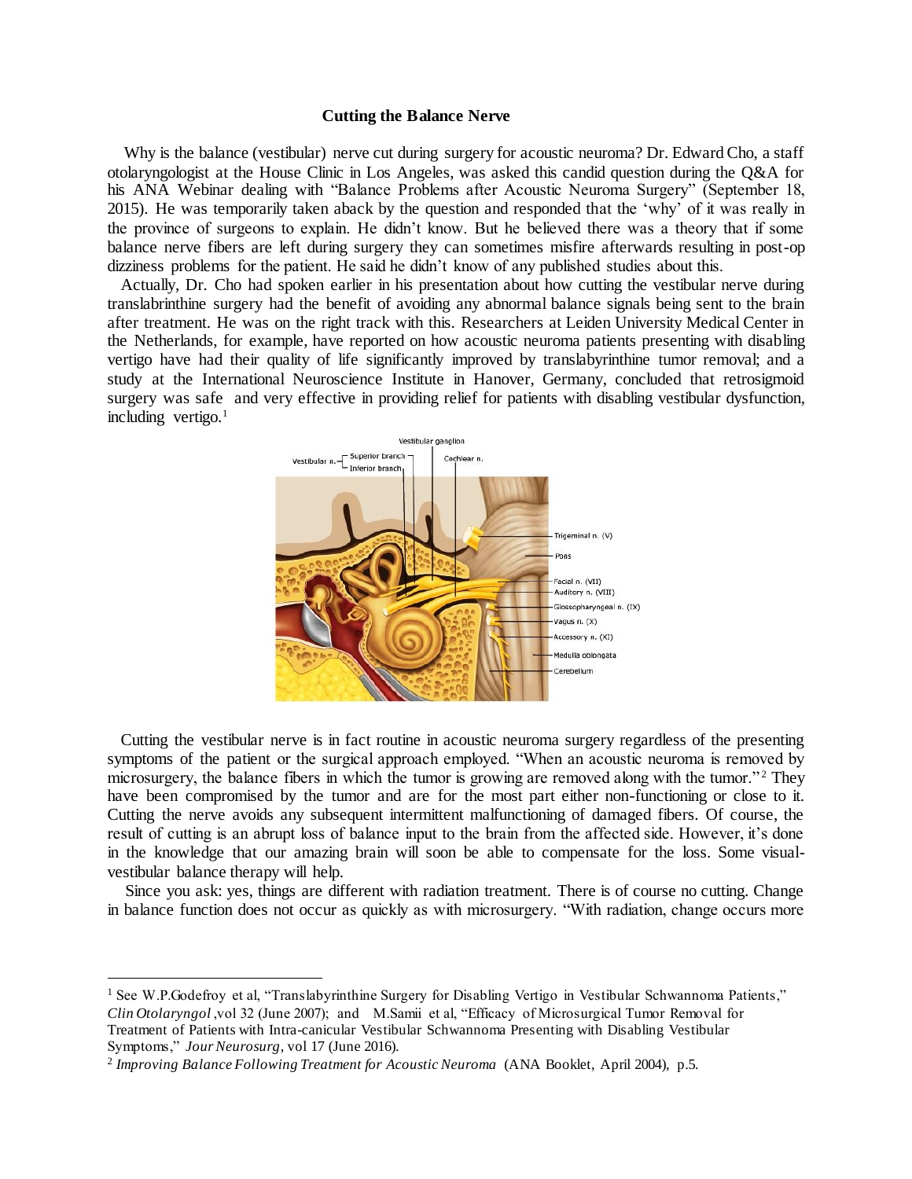**Cutting the Balance Nerve**

Why is the balance (vestibular) nerve cut during surgery for acoustic neuroma? Dr. Edward Cho, a staff otolaryngologist at the House Clinic in Los Angeles, was asked this candid question during the Q&A for his ANA Webinar dealing with "Balance Problems after Acoustic Neuroma Surgery" (September 18, 2015). He was temporarily taken aback by the question and responded that the 'why' of it was really in the province of surgeons to explain. He didn't know. But he believed there was a theory that if some balance nerve fibers are left during surgery they can sometimes misfire afterwards resulting in post-op dizziness problems for the patient. He said he didn't know of any published studies about this.

Actually, Dr. Cho had spoken earlier in his presentation about how cutting the vestibular nerve during translabrinthine surgery had the benefit of avoiding any abnormal balance signals being sent to the brain after treatment. He was on the right track with this. Researchers at Leiden University Medical Center in the Netherlands, for example, have reported on how acoustic neuroma patients presenting with disabling vertigo have had their quality of life significantly improved by translabyrinthine tumor removal; and a study at the International Neuroscience Institute in Hanover, Germany, concluded that retrosigmoid surgery was safe and very effective in providing relief for patients with disabling vestibular dysfunction, including vertigo.[1]

Cutting the vestibular nerve is in fact routine in acoustic neuroma surgery regardless of the presenting symptoms of the patient or the surgical approach employed. "When an acoustic neuroma is removed by microsurgery, the balance fibers in which the tumor is growing are removed along with the tumor."[2] They have been compromised by the tumor and are for the most part either non-functioning or close to it. Cutting the nerve avoids any subsequent intermittent malfunctioning of damaged fibers. Of course, the result of cutting is an abrupt loss of balance input to the brain from the affected side. However, it's done in the knowledge that our amazing brain will soon be able to compensate for the loss. Some visual-vestibular balance therapy will help.

Since you ask: yes, things are different with radiation treatment. There is of course no cutting. Change in balance function does not occur as quickly as with microsurgery. "With radiation, change occurs more

---

[1] See W.P.Godefroy et al, "Translabyrinthine Surgery for Disabling Vertigo in Vestibular Schwannoma Patients," *Clin Otolaryngol* ,vol 32 (June 2007); and M.Samii et al, "Efficacy of Microsurgical Tumor Removal for Treatment of Patients with Intra-canicular Vestibular Schwannoma Presenting with Disabling Vestibular Symptoms," *Jour Neurosurg*, vol 17 (June 2016).

[2] *Improving Balance Following Treatment for Acoustic Neuroma* (ANA Booklet, April 2004), p.5.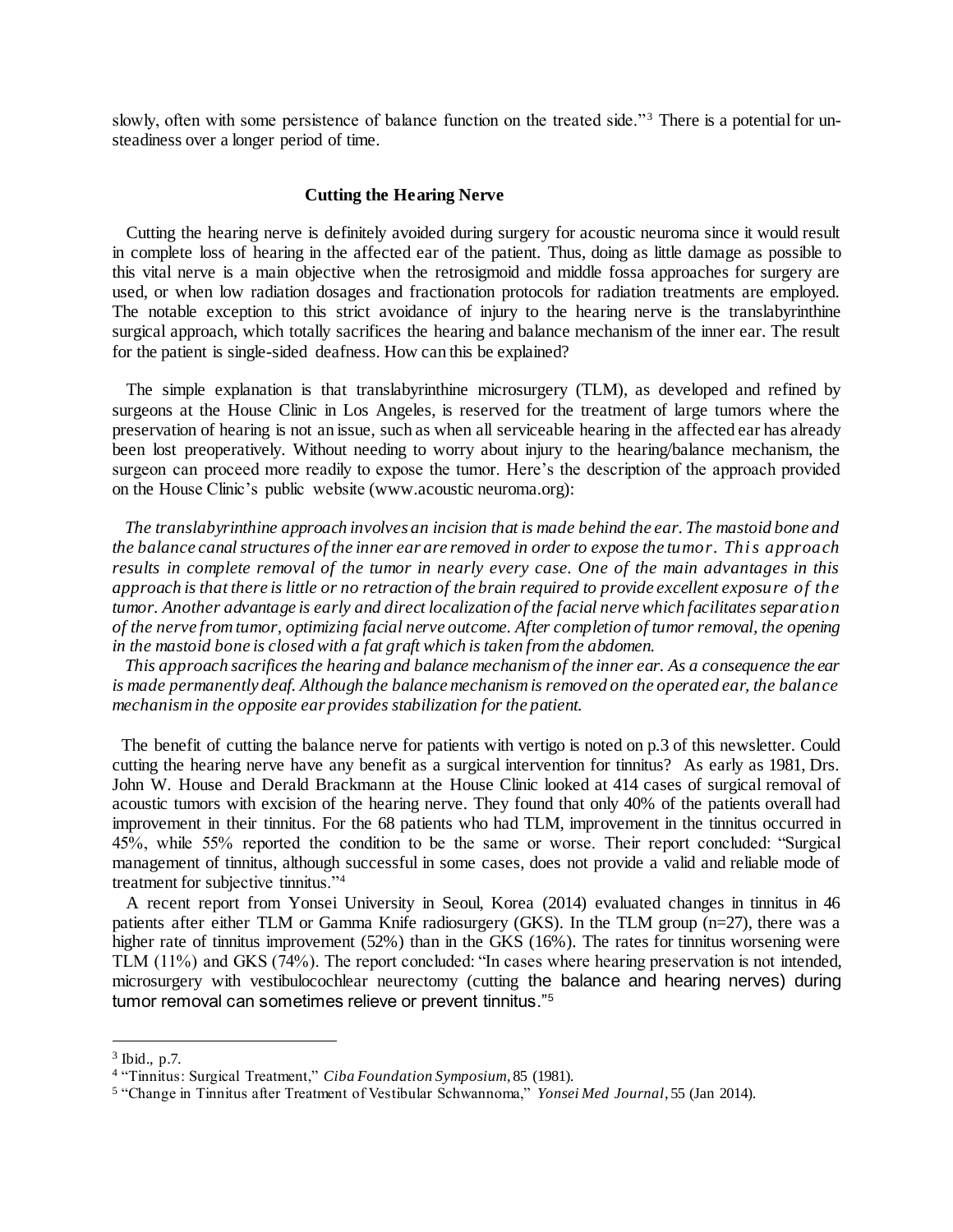slowly, often with some persistence of balance function on the treated side."[3] There is a potential for unsteadiness over a longer period of time.

## Cutting the Hearing Nerve

Cutting the hearing nerve is definitely avoided during surgery for acoustic neuroma since it would result in complete loss of hearing in the affected ear of the patient. Thus, doing as little damage as possible to this vital nerve is a main objective when the retrosigmoid and middle fossa approaches for surgery are used, or when low radiation dosages and fractionation protocols for radiation treatments are employed. The notable exception to this strict avoidance of injury to the hearing nerve is the translabyrinthine surgical approach, which totally sacrifices the hearing and balance mechanism of the inner ear. The result for the patient is single-sided deafness. How can this be explained?

The simple explanation is that translabyrinthine microsurgery (TLM), as developed and refined by surgeons at the House Clinic in Los Angeles, is reserved for the treatment of large tumors where the preservation of hearing is not an issue, such as when all serviceable hearing in the affected ear has already been lost preoperatively. Without needing to worry about injury to the hearing/balance mechanism, the surgeon can proceed more readily to expose the tumor. Here's the description of the approach provided on the House Clinic's public website (www.acoustic neuroma.org):

*The translabyrinthine approach involves an incision that is made behind the ear. The mastoid bone and the balance canal structures of the inner ear are removed in order to expose the tumor. This approach results in complete removal of the tumor in nearly every case. One of the main advantages in this approach is that there is little or no retraction of the brain required to provide excellent exposure of the tumor. Another advantage is early and direct localization of the facial nerve which facilitates separation of the nerve from tumor, optimizing facial nerve outcome. After completion of tumor removal, the opening in the mastoid bone is closed with a fat graft which is taken from the abdomen.*

*This approach sacrifices the hearing and balance mechanism of the inner ear. As a consequence the ear is made permanently deaf. Although the balance mechanism is removed on the operated ear, the balance mechanism in the opposite ear provides stabilization for the patient.*

The benefit of cutting the balance nerve for patients with vertigo is noted on p.3 of this newsletter. Could cutting the hearing nerve have any benefit as a surgical intervention for tinnitus? As early as 1981, Drs. John W. House and Derald Brackmann at the House Clinic looked at 414 cases of surgical removal of acoustic tumors with excision of the hearing nerve. They found that only 40% of the patients overall had improvement in their tinnitus. For the 68 patients who had TLM, improvement in the tinnitus occurred in 45%, while 55% reported the condition to be the same or worse. Their report concluded: "Surgical management of tinnitus, although successful in some cases, does not provide a valid and reliable mode of treatment for subjective tinnitus."[4]

A recent report from Yonsei University in Seoul, Korea (2014) evaluated changes in tinnitus in 46 patients after either TLM or Gamma Knife radiosurgery (GKS). In the TLM group (n=27), there was a higher rate of tinnitus improvement (52%) than in the GKS (16%). The rates for tinnitus worsening were TLM (11%) and GKS (74%). The report concluded: "In cases where hearing preservation is not intended, microsurgery with vestibulocochlear neurectomy (cutting the balance and hearing nerves) during tumor removal can sometimes relieve or prevent tinnitus."[5]

---

[3] Ibid., p.7.

[4] "Tinnitus: Surgical Treatment," *Ciba Foundation Symposium*, 85 (1981).

[5] "Change in Tinnitus after Treatment of Vestibular Schwannoma," *Yonsei Med Journal*, 55 (Jan 2014).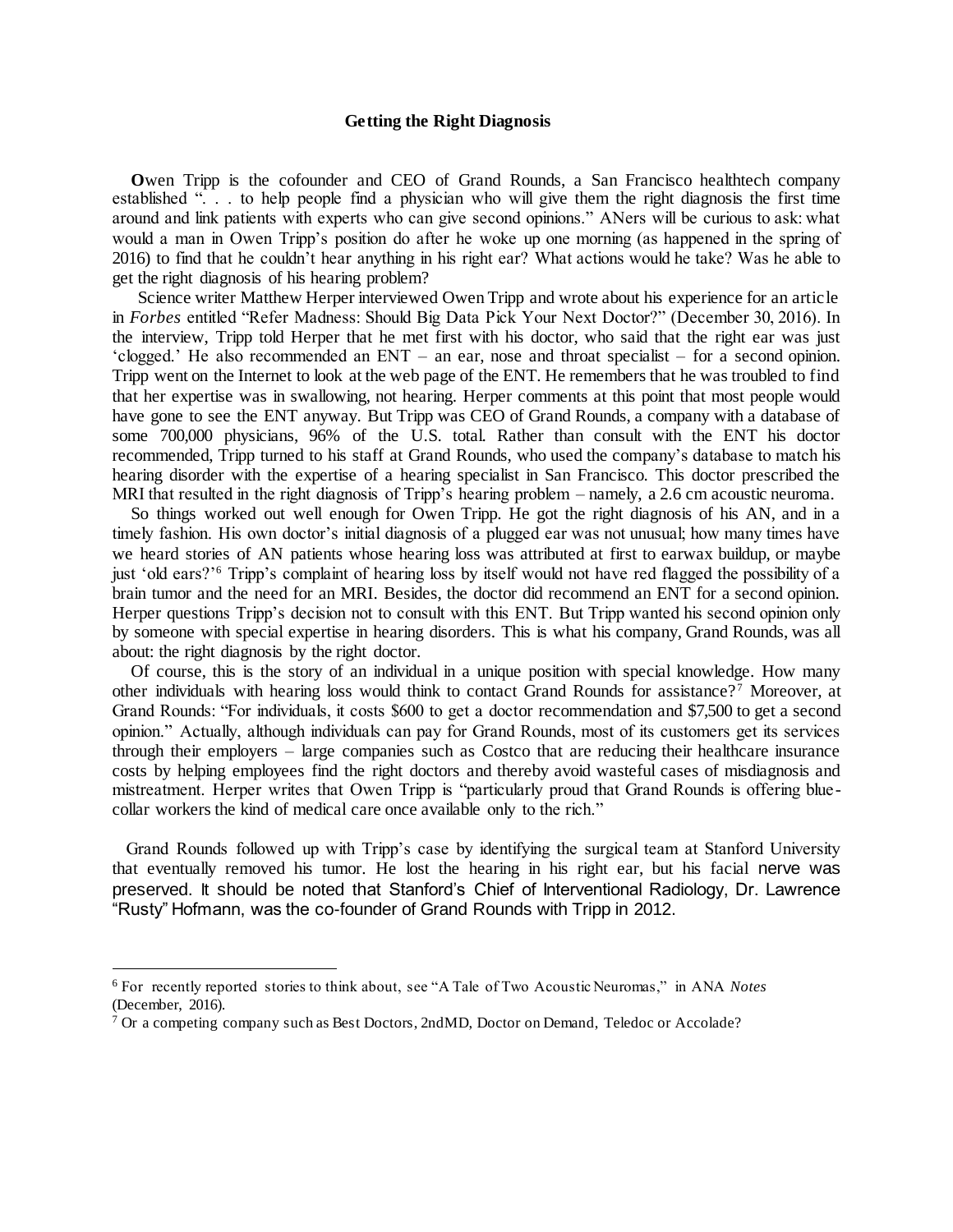## Getting the Right Diagnosis

**O**wen Tripp is the cofounder and CEO of Grand Rounds, a San Francisco healthtech company established ". . . to help people find a physician who will give them the right diagnosis the first time around and link patients with experts who can give second opinions." ANers will be curious to ask: what would a man in Owen Tripp's position do after he woke up one morning (as happened in the spring of 2016) to find that he couldn't hear anything in his right ear? What actions would he take? Was he able to get the right diagnosis of his hearing problem?

Science writer Matthew Herper interviewed Owen Tripp and wrote about his experience for an article in *Forbes* entitled "Refer Madness: Should Big Data Pick Your Next Doctor?" (December 30, 2016). In the interview, Tripp told Herper that he met first with his doctor, who said that the right ear was just 'clogged.' He also recommended an ENT – an ear, nose and throat specialist – for a second opinion. Tripp went on the Internet to look at the web page of the ENT. He remembers that he was troubled to find that her expertise was in swallowing, not hearing. Herper comments at this point that most people would have gone to see the ENT anyway. But Tripp was CEO of Grand Rounds, a company with a database of some 700,000 physicians, 96% of the U.S. total. Rather than consult with the ENT his doctor recommended, Tripp turned to his staff at Grand Rounds, who used the company's database to match his hearing disorder with the expertise of a hearing specialist in San Francisco. This doctor prescribed the MRI that resulted in the right diagnosis of Tripp's hearing problem – namely, a 2.6 cm acoustic neuroma.

So things worked out well enough for Owen Tripp. He got the right diagnosis of his AN, and in a timely fashion. His own doctor's initial diagnosis of a plugged ear was not unusual; how many times have we heard stories of AN patients whose hearing loss was attributed at first to earwax buildup, or maybe just 'old ears?'[6] Tripp's complaint of hearing loss by itself would not have red flagged the possibility of a brain tumor and the need for an MRI. Besides, the doctor did recommend an ENT for a second opinion. Herper questions Tripp's decision not to consult with this ENT. But Tripp wanted his second opinion only by someone with special expertise in hearing disorders. This is what his company, Grand Rounds, was all about: the right diagnosis by the right doctor.

Of course, this is the story of an individual in a unique position with special knowledge. How many other individuals with hearing loss would think to contact Grand Rounds for assistance?[7] Moreover, at Grand Rounds: "For individuals, it costs $600 to get a doctor recommendation and $7,500 to get a second opinion." Actually, although individuals can pay for Grand Rounds, most of its customers get its services through their employers – large companies such as Costco that are reducing their healthcare insurance costs by helping employees find the right doctors and thereby avoid wasteful cases of misdiagnosis and mistreatment. Herper writes that Owen Tripp is "particularly proud that Grand Rounds is offering blue-collar workers the kind of medical care once available only to the rich."

Grand Rounds followed up with Tripp's case by identifying the surgical team at Stanford University that eventually removed his tumor. He lost the hearing in his right ear, but his facial nerve was preserved. It should be noted that Stanford's Chief of Interventional Radiology, Dr. Lawrence "Rusty" Hofmann, was the co-founder of Grand Rounds with Tripp in 2012.

---

[6] For recently reported stories to think about, see "A Tale of Two Acoustic Neuromas," in ANA *Notes* (December, 2016).

[7] Or a competing company such as Best Doctors, 2ndMD, Doctor on Demand, Teledoc or Accolade?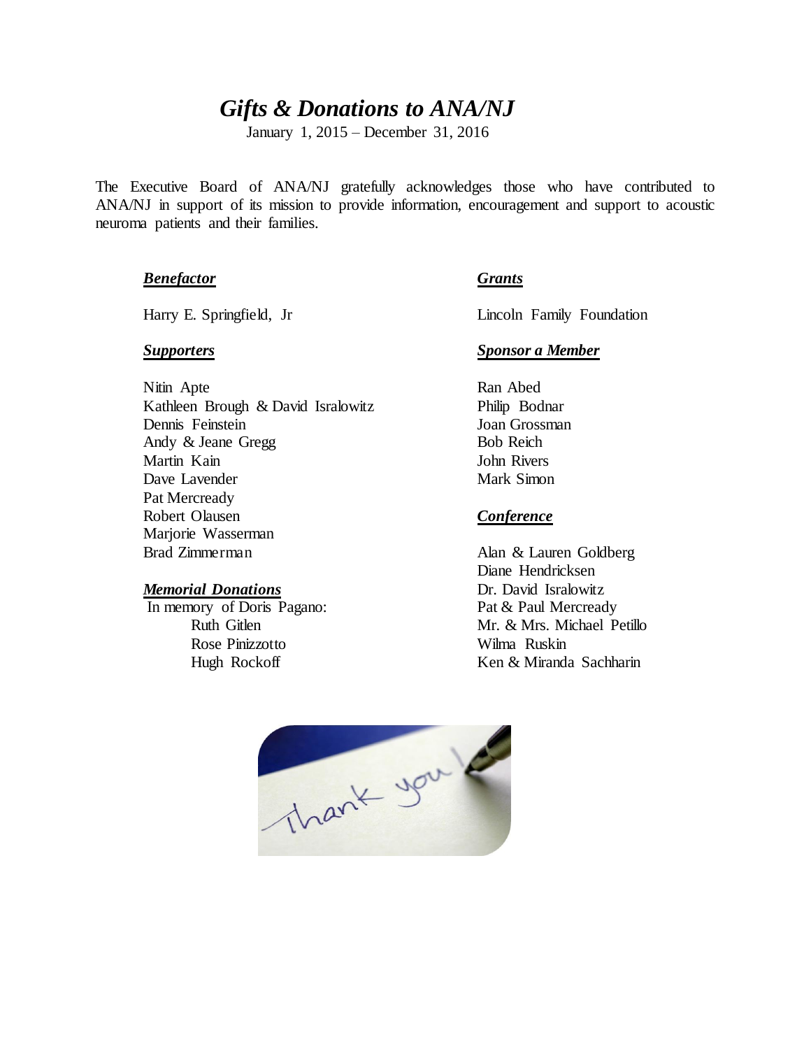# *Gifts & Donations to ANA/NJ*

January 1, 2015 – December 31, 2016

The Executive Board of ANA/NJ gratefully acknowledges those who have contributed to ANA/NJ in support of its mission to provide information, encouragement and support to acoustic neuroma patients and their families.

### ***Benefactor***

Harry E. Springfield, Jr

### ***Supporters***

Nitin Apte
Kathleen Brough & David Isralowitz
Dennis Feinstein
Andy & Jeane Gregg
Martin Kain
Dave Lavender
Pat Mercready
Robert Olausen
Marjorie Wasserman
Brad Zimmerman

### ***Memorial Donations***

In memory of Doris Pagano:

- Ruth Gitlen
- Rose Pinizzotto
- Hugh Rockoff

### ***Grants***

Lincoln Family Foundation

### ***Sponsor a Member***

Ran Abed
Philip Bodnar
Joan Grossman
Bob Reich
John Rivers
Mark Simon

### ***Conference***

Alan & Lauren Goldberg
Diane Hendricksen
Dr. David Isralowitz
Pat & Paul Mercready
Mr. & Mrs. Michael Petillo
Wilma Ruskin
Ken & Miranda Sachharin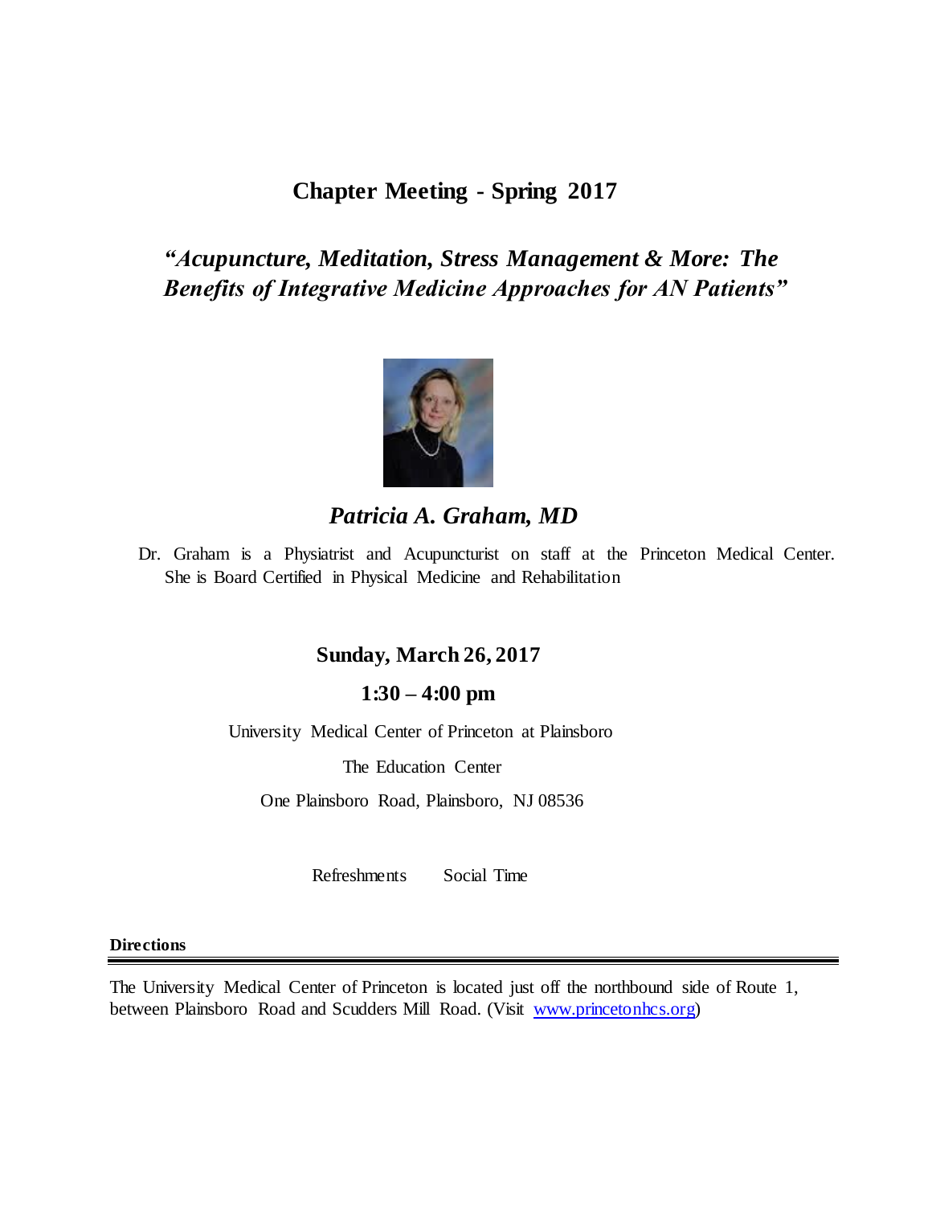# Chapter Meeting - Spring 2017

## *"Acupuncture, Meditation, Stress Management & More: The Benefits of Integrative Medicine Approaches for AN Patients"*

### *Patricia A. Graham, MD*

Dr. Graham is a Physiatrist and Acupuncturist on staff at the Princeton Medical Center. She is Board Certified in Physical Medicine and Rehabilitation

**Sunday, March 26, 2017**

**1:30 – 4:00 pm**

University Medical Center of Princeton at Plainsboro

The Education Center

One Plainsboro Road, Plainsboro, NJ 08536

Refreshments Social Time

**Directions**

The University Medical Center of Princeton is located just off the northbound side of Route 1, between Plainsboro Road and Scudders Mill Road. (Visit www.princetonhcs.org)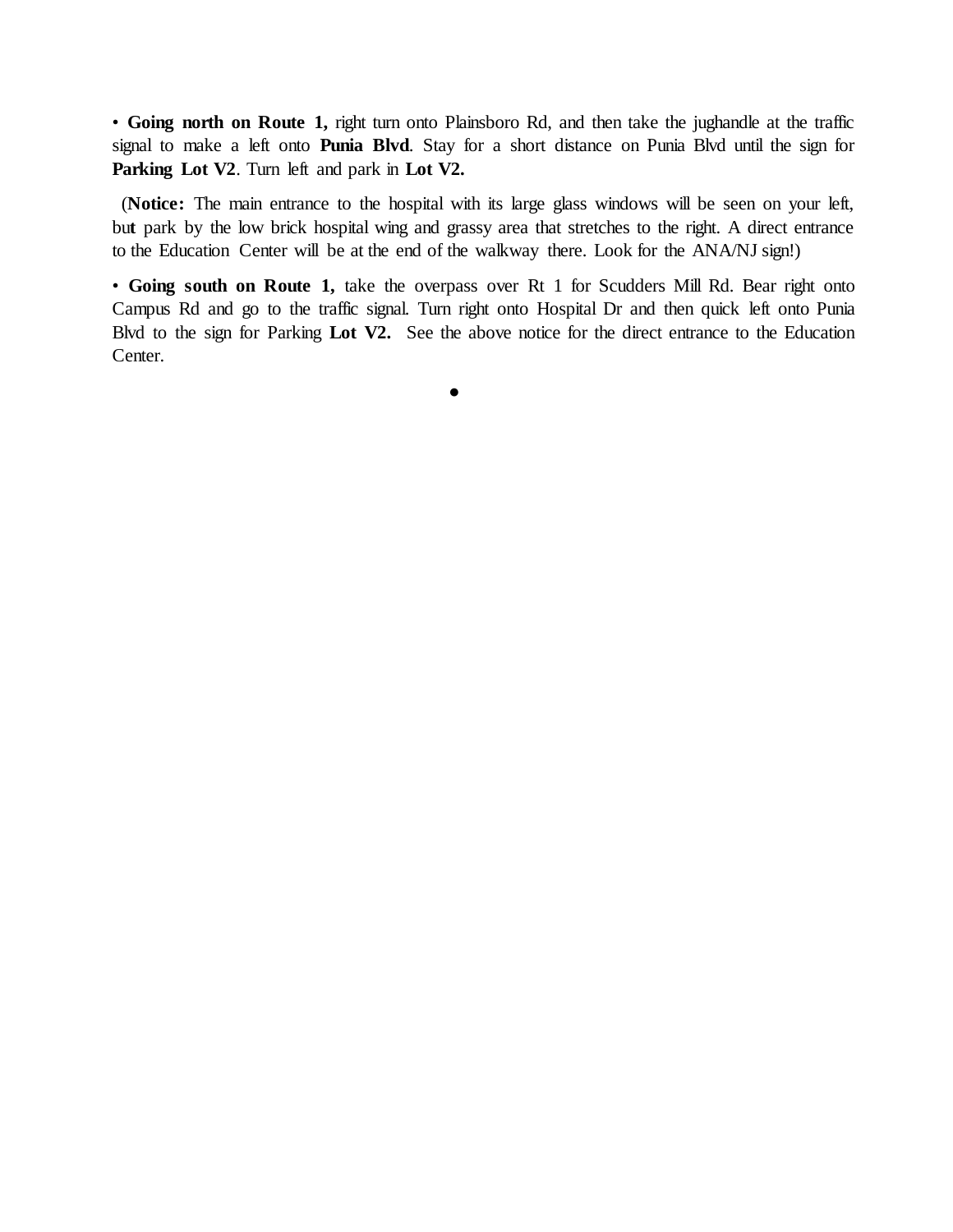• **Going north on Route 1,** right turn onto Plainsboro Rd, and then take the jughandle at the traffic signal to make a left onto **Punia Blvd**. Stay for a short distance on Punia Blvd until the sign for **Parking Lot V2**. Turn left and park in **Lot V2.**

(**Notice:** The main entrance to the hospital with its large glass windows will be seen on your left, but park by the low brick hospital wing and grassy area that stretches to the right. A direct entrance to the Education Center will be at the end of the walkway there. Look for the ANA/NJ sign!)

• **Going south on Route 1,** take the overpass over Rt 1 for Scudders Mill Rd. Bear right onto Campus Rd and go to the traffic signal. Turn right onto Hospital Dr and then quick left onto Punia Blvd to the sign for Parking **Lot V2.** See the above notice for the direct entrance to the Education Center.

•